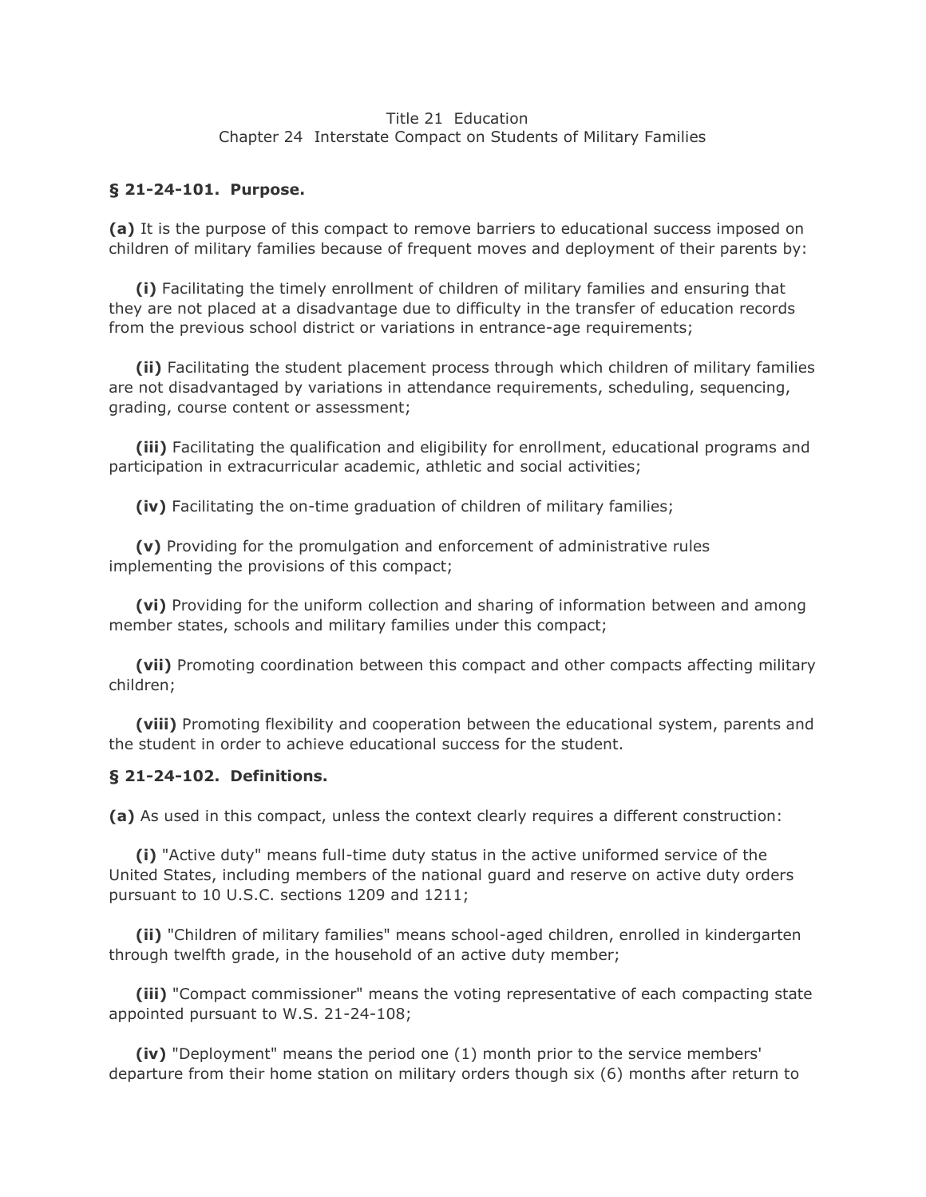Title 21 Education

Chapter 24 Interstate Compact on Students of Military Families

**§ 21-24-101. Purpose.**

**(a)** It is the purpose of this compact to remove barriers to educational success imposed on children of military families because of frequent moves and deployment of their parents by:

**(i)** Facilitating the timely enrollment of children of military families and ensuring that they are not placed at a disadvantage due to difficulty in the transfer of education records from the previous school district or variations in entrance-age requirements;

**(ii)** Facilitating the student placement process through which children of military families are not disadvantaged by variations in attendance requirements, scheduling, sequencing, grading, course content or assessment;

**(iii)** Facilitating the qualification and eligibility for enrollment, educational programs and participation in extracurricular academic, athletic and social activities;

**(iv)** Facilitating the on-time graduation of children of military families;

**(v)** Providing for the promulgation and enforcement of administrative rules implementing the provisions of this compact;

**(vi)** Providing for the uniform collection and sharing of information between and among member states, schools and military families under this compact;

**(vii)** Promoting coordination between this compact and other compacts affecting military children;

**(viii)** Promoting flexibility and cooperation between the educational system, parents and the student in order to achieve educational success for the student.

**§ 21-24-102. Definitions.**

**(a)** As used in this compact, unless the context clearly requires a different construction:

**(i)** "Active duty" means full-time duty status in the active uniformed service of the United States, including members of the national guard and reserve on active duty orders pursuant to 10 U.S.C. sections 1209 and 1211;

**(ii)** "Children of military families" means school-aged children, enrolled in kindergarten through twelfth grade, in the household of an active duty member;

**(iii)** "Compact commissioner" means the voting representative of each compacting state appointed pursuant to W.S. 21-24-108;

**(iv)** "Deployment" means the period one (1) month prior to the service members' departure from their home station on military orders though six (6) months after return to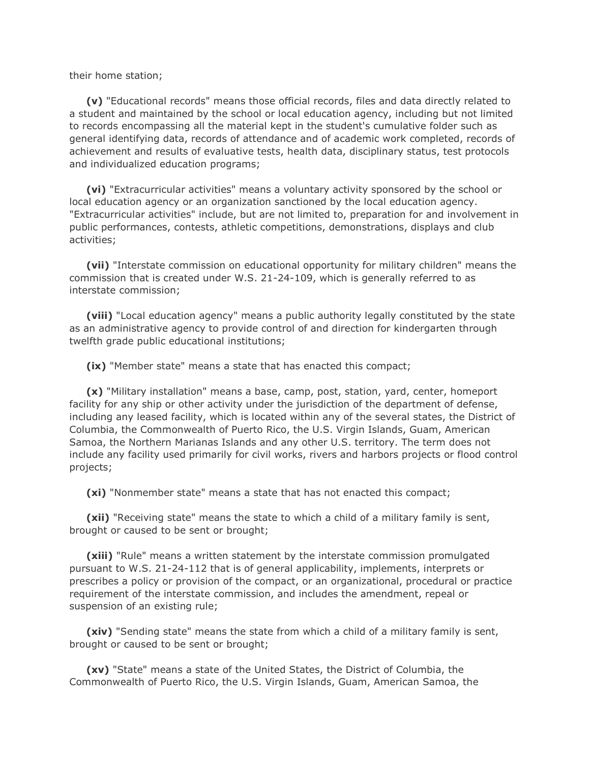their home station;

**(v)** "Educational records" means those official records, files and data directly related to a student and maintained by the school or local education agency, including but not limited to records encompassing all the material kept in the student's cumulative folder such as general identifying data, records of attendance and of academic work completed, records of achievement and results of evaluative tests, health data, disciplinary status, test protocols and individualized education programs;

**(vi)** "Extracurricular activities" means a voluntary activity sponsored by the school or local education agency or an organization sanctioned by the local education agency. "Extracurricular activities" include, but are not limited to, preparation for and involvement in public performances, contests, athletic competitions, demonstrations, displays and club activities;

**(vii)** "Interstate commission on educational opportunity for military children" means the commission that is created under W.S. 21-24-109, which is generally referred to as interstate commission;

**(viii)** "Local education agency" means a public authority legally constituted by the state as an administrative agency to provide control of and direction for kindergarten through twelfth grade public educational institutions;

**(ix)** "Member state" means a state that has enacted this compact;

**(x)** "Military installation" means a base, camp, post, station, yard, center, homeport facility for any ship or other activity under the jurisdiction of the department of defense, including any leased facility, which is located within any of the several states, the District of Columbia, the Commonwealth of Puerto Rico, the U.S. Virgin Islands, Guam, American Samoa, the Northern Marianas Islands and any other U.S. territory. The term does not include any facility used primarily for civil works, rivers and harbors projects or flood control projects;

**(xi)** "Nonmember state" means a state that has not enacted this compact;

**(xii)** "Receiving state" means the state to which a child of a military family is sent, brought or caused to be sent or brought;

**(xiii)** "Rule" means a written statement by the interstate commission promulgated pursuant to W.S. 21-24-112 that is of general applicability, implements, interprets or prescribes a policy or provision of the compact, or an organizational, procedural or practice requirement of the interstate commission, and includes the amendment, repeal or suspension of an existing rule;

**(xiv)** "Sending state" means the state from which a child of a military family is sent, brought or caused to be sent or brought;

**(xv)** "State" means a state of the United States, the District of Columbia, the Commonwealth of Puerto Rico, the U.S. Virgin Islands, Guam, American Samoa, the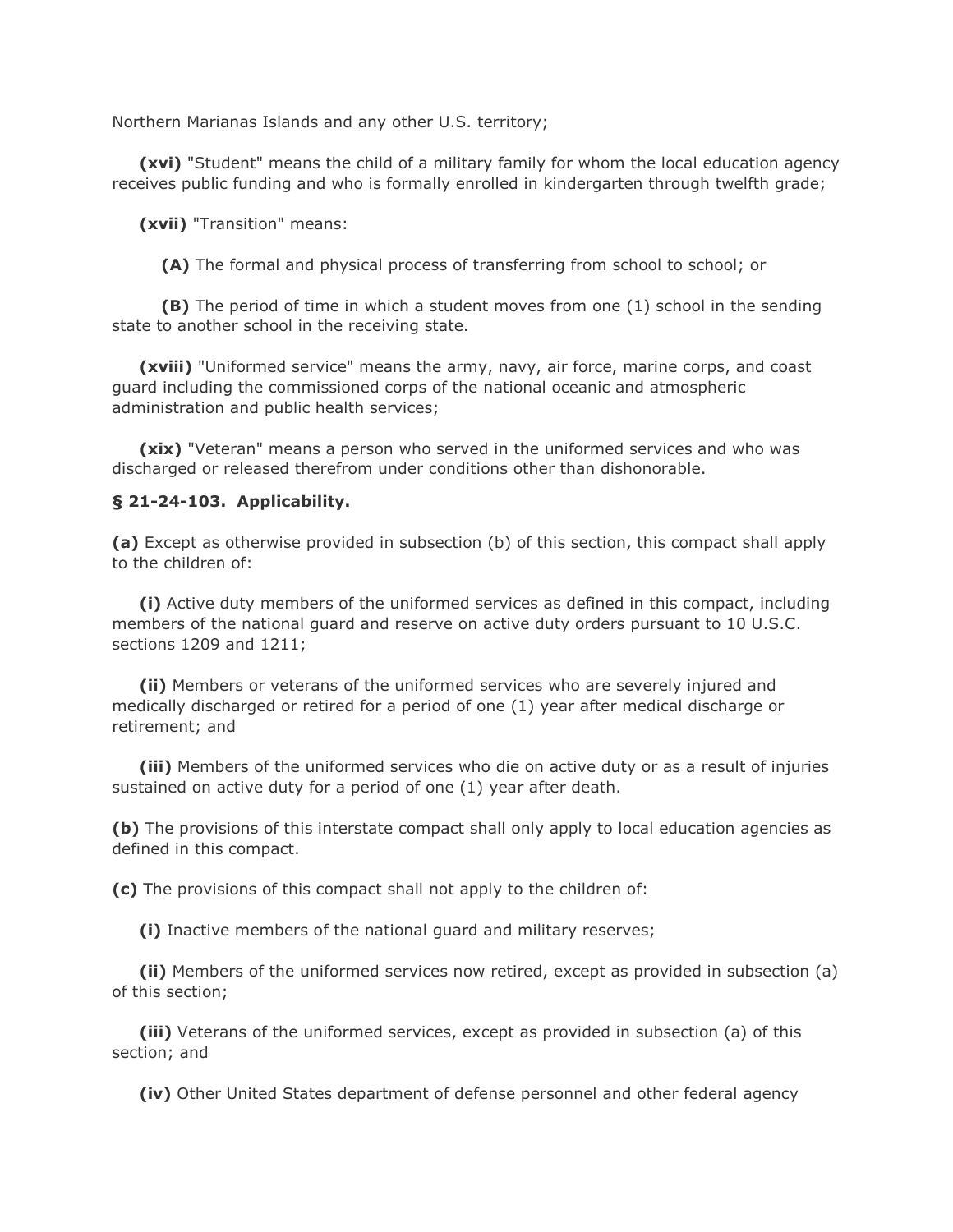Northern Marianas Islands and any other U.S. territory;

**(xvi)** "Student" means the child of a military family for whom the local education agency receives public funding and who is formally enrolled in kindergarten through twelfth grade;

**(xvii)** "Transition" means:

**(A)** The formal and physical process of transferring from school to school; or

**(B)** The period of time in which a student moves from one (1) school in the sending state to another school in the receiving state.

**(xviii)** "Uniformed service" means the army, navy, air force, marine corps, and coast guard including the commissioned corps of the national oceanic and atmospheric administration and public health services;

**(xix)** "Veteran" means a person who served in the uniformed services and who was discharged or released therefrom under conditions other than dishonorable.

**§ 21-24-103. Applicability.**

**(a)** Except as otherwise provided in subsection (b) of this section, this compact shall apply to the children of:

**(i)** Active duty members of the uniformed services as defined in this compact, including members of the national guard and reserve on active duty orders pursuant to 10 U.S.C. sections 1209 and 1211;

**(ii)** Members or veterans of the uniformed services who are severely injured and medically discharged or retired for a period of one (1) year after medical discharge or retirement; and

**(iii)** Members of the uniformed services who die on active duty or as a result of injuries sustained on active duty for a period of one (1) year after death.

**(b)** The provisions of this interstate compact shall only apply to local education agencies as defined in this compact.

**(c)** The provisions of this compact shall not apply to the children of:

**(i)** Inactive members of the national guard and military reserves;

**(ii)** Members of the uniformed services now retired, except as provided in subsection (a) of this section;

**(iii)** Veterans of the uniformed services, except as provided in subsection (a) of this section; and

**(iv)** Other United States department of defense personnel and other federal agency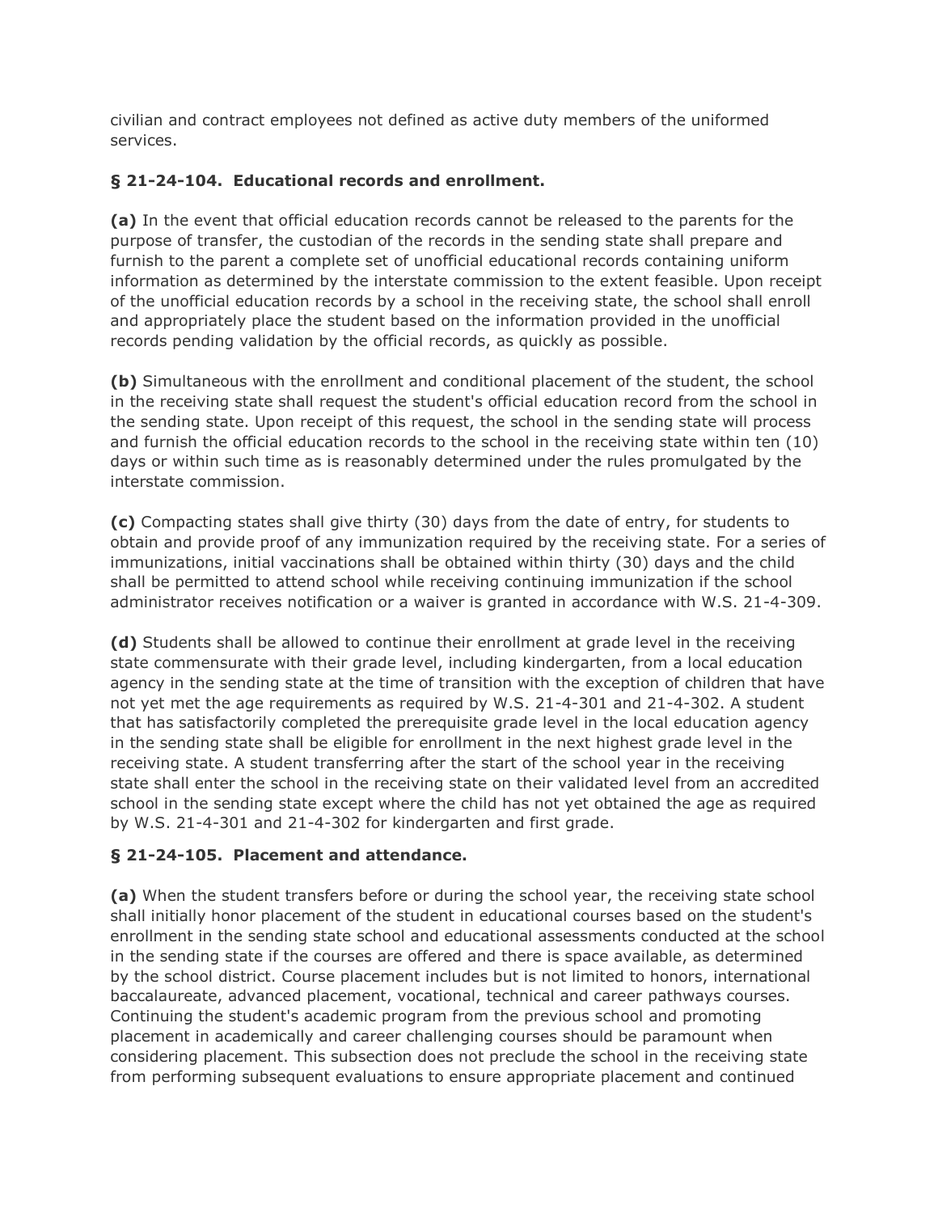civilian and contract employees not defined as active duty members of the uniformed services.

### § 21-24-104. Educational records and enrollment.

**(a)** In the event that official education records cannot be released to the parents for the purpose of transfer, the custodian of the records in the sending state shall prepare and furnish to the parent a complete set of unofficial educational records containing uniform information as determined by the interstate commission to the extent feasible. Upon receipt of the unofficial education records by a school in the receiving state, the school shall enroll and appropriately place the student based on the information provided in the unofficial records pending validation by the official records, as quickly as possible.

**(b)** Simultaneous with the enrollment and conditional placement of the student, the school in the receiving state shall request the student's official education record from the school in the sending state. Upon receipt of this request, the school in the sending state will process and furnish the official education records to the school in the receiving state within ten (10) days or within such time as is reasonably determined under the rules promulgated by the interstate commission.

**(c)** Compacting states shall give thirty (30) days from the date of entry, for students to obtain and provide proof of any immunization required by the receiving state. For a series of immunizations, initial vaccinations shall be obtained within thirty (30) days and the child shall be permitted to attend school while receiving continuing immunization if the school administrator receives notification or a waiver is granted in accordance with W.S. 21-4-309.

**(d)** Students shall be allowed to continue their enrollment at grade level in the receiving state commensurate with their grade level, including kindergarten, from a local education agency in the sending state at the time of transition with the exception of children that have not yet met the age requirements as required by W.S. 21-4-301 and 21-4-302. A student that has satisfactorily completed the prerequisite grade level in the local education agency in the sending state shall be eligible for enrollment in the next highest grade level in the receiving state. A student transferring after the start of the school year in the receiving state shall enter the school in the receiving state on their validated level from an accredited school in the sending state except where the child has not yet obtained the age as required by W.S. 21-4-301 and 21-4-302 for kindergarten and first grade.

### § 21-24-105. Placement and attendance.

**(a)** When the student transfers before or during the school year, the receiving state school shall initially honor placement of the student in educational courses based on the student's enrollment in the sending state school and educational assessments conducted at the school in the sending state if the courses are offered and there is space available, as determined by the school district. Course placement includes but is not limited to honors, international baccalaureate, advanced placement, vocational, technical and career pathways courses. Continuing the student's academic program from the previous school and promoting placement in academically and career challenging courses should be paramount when considering placement. This subsection does not preclude the school in the receiving state from performing subsequent evaluations to ensure appropriate placement and continued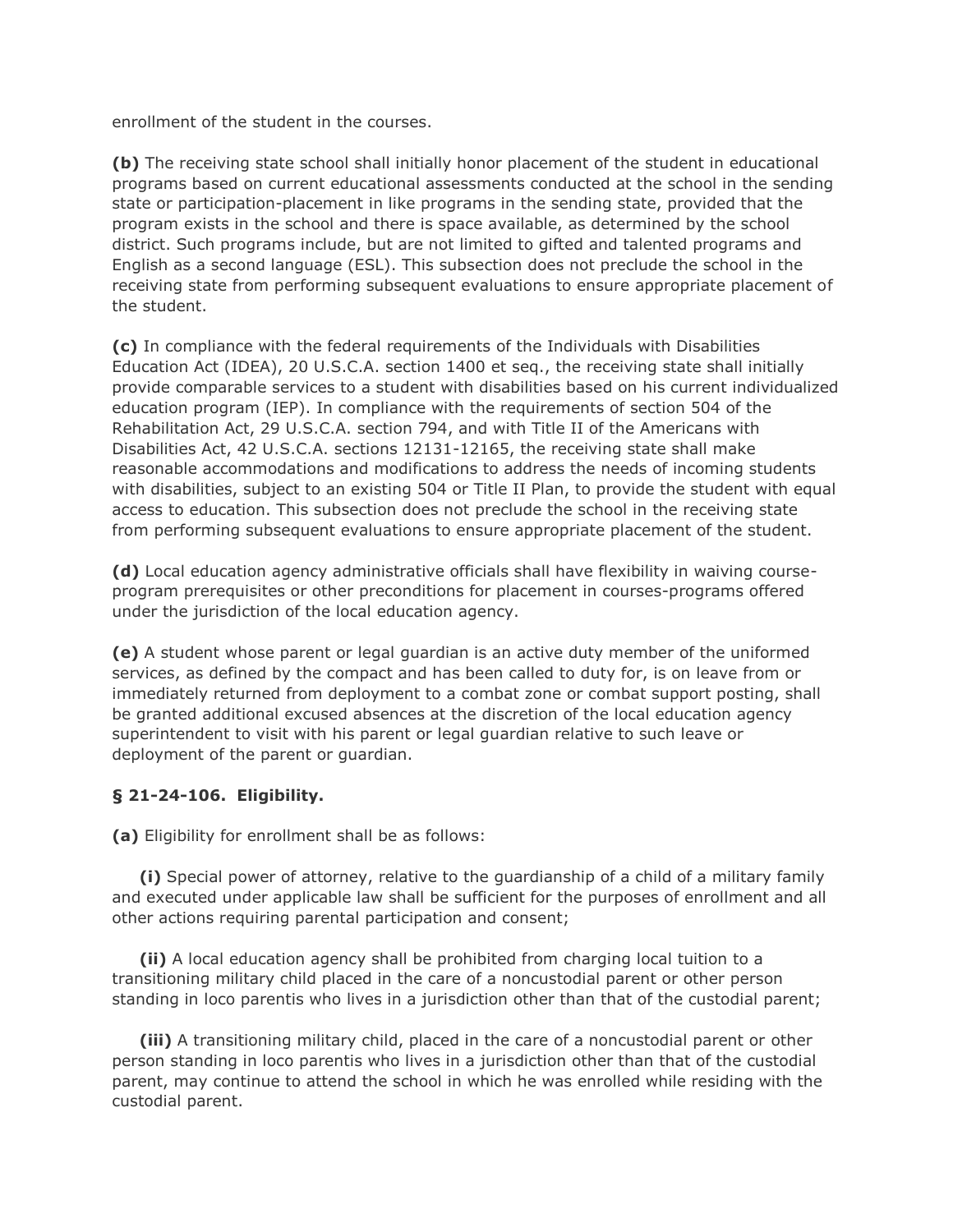enrollment of the student in the courses.

**(b)** The receiving state school shall initially honor placement of the student in educational programs based on current educational assessments conducted at the school in the sending state or participation-placement in like programs in the sending state, provided that the program exists in the school and there is space available, as determined by the school district. Such programs include, but are not limited to gifted and talented programs and English as a second language (ESL). This subsection does not preclude the school in the receiving state from performing subsequent evaluations to ensure appropriate placement of the student.

**(c)** In compliance with the federal requirements of the Individuals with Disabilities Education Act (IDEA), 20 U.S.C.A. section 1400 et seq., the receiving state shall initially provide comparable services to a student with disabilities based on his current individualized education program (IEP). In compliance with the requirements of section 504 of the Rehabilitation Act, 29 U.S.C.A. section 794, and with Title II of the Americans with Disabilities Act, 42 U.S.C.A. sections 12131-12165, the receiving state shall make reasonable accommodations and modifications to address the needs of incoming students with disabilities, subject to an existing 504 or Title II Plan, to provide the student with equal access to education. This subsection does not preclude the school in the receiving state from performing subsequent evaluations to ensure appropriate placement of the student.

**(d)** Local education agency administrative officials shall have flexibility in waiving course-program prerequisites or other preconditions for placement in courses-programs offered under the jurisdiction of the local education agency.

**(e)** A student whose parent or legal guardian is an active duty member of the uniformed services, as defined by the compact and has been called to duty for, is on leave from or immediately returned from deployment to a combat zone or combat support posting, shall be granted additional excused absences at the discretion of the local education agency superintendent to visit with his parent or legal guardian relative to such leave or deployment of the parent or guardian.

### § 21-24-106. Eligibility.

**(a)** Eligibility for enrollment shall be as follows:

**(i)** Special power of attorney, relative to the guardianship of a child of a military family and executed under applicable law shall be sufficient for the purposes of enrollment and all other actions requiring parental participation and consent;

**(ii)** A local education agency shall be prohibited from charging local tuition to a transitioning military child placed in the care of a noncustodial parent or other person standing in loco parentis who lives in a jurisdiction other than that of the custodial parent;

**(iii)** A transitioning military child, placed in the care of a noncustodial parent or other person standing in loco parentis who lives in a jurisdiction other than that of the custodial parent, may continue to attend the school in which he was enrolled while residing with the custodial parent.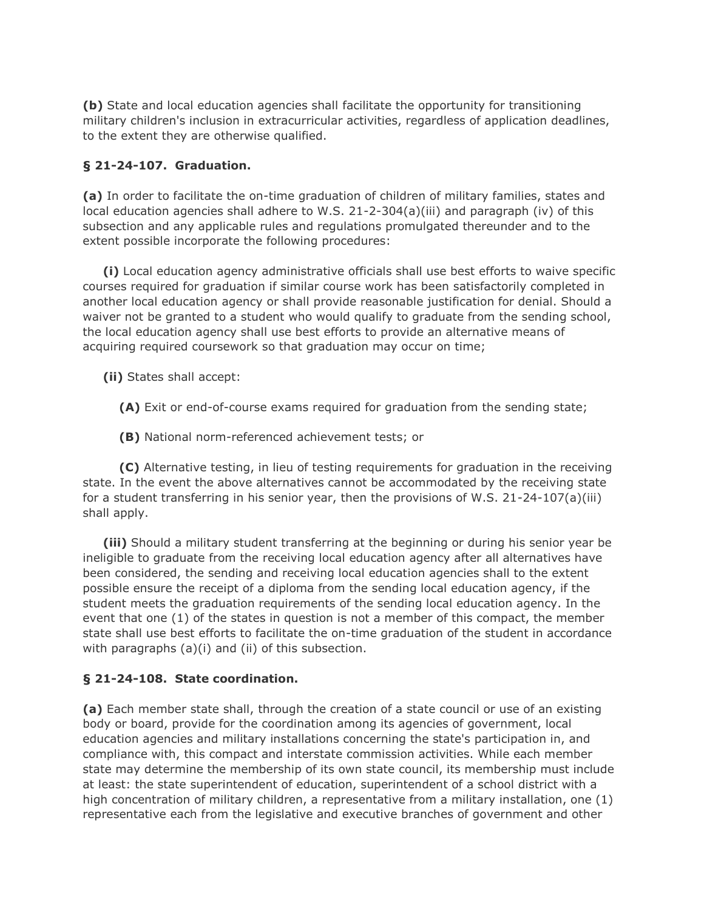**(b)** State and local education agencies shall facilitate the opportunity for transitioning military children's inclusion in extracurricular activities, regardless of application deadlines, to the extent they are otherwise qualified.

**§ 21-24-107. Graduation.**

**(a)** In order to facilitate the on-time graduation of children of military families, states and local education agencies shall adhere to W.S. 21-2-304(a)(iii) and paragraph (iv) of this subsection and any applicable rules and regulations promulgated thereunder and to the extent possible incorporate the following procedures:

**(i)** Local education agency administrative officials shall use best efforts to waive specific courses required for graduation if similar course work has been satisfactorily completed in another local education agency or shall provide reasonable justification for denial. Should a waiver not be granted to a student who would qualify to graduate from the sending school, the local education agency shall use best efforts to provide an alternative means of acquiring required coursework so that graduation may occur on time;

**(ii)** States shall accept:

**(A)** Exit or end-of-course exams required for graduation from the sending state;

**(B)** National norm-referenced achievement tests; or

**(C)** Alternative testing, in lieu of testing requirements for graduation in the receiving state. In the event the above alternatives cannot be accommodated by the receiving state for a student transferring in his senior year, then the provisions of W.S. 21-24-107(a)(iii) shall apply.

**(iii)** Should a military student transferring at the beginning or during his senior year be ineligible to graduate from the receiving local education agency after all alternatives have been considered, the sending and receiving local education agencies shall to the extent possible ensure the receipt of a diploma from the sending local education agency, if the student meets the graduation requirements of the sending local education agency. In the event that one (1) of the states in question is not a member of this compact, the member state shall use best efforts to facilitate the on-time graduation of the student in accordance with paragraphs (a)(i) and (ii) of this subsection.

**§ 21-24-108. State coordination.**

**(a)** Each member state shall, through the creation of a state council or use of an existing body or board, provide for the coordination among its agencies of government, local education agencies and military installations concerning the state's participation in, and compliance with, this compact and interstate commission activities. While each member state may determine the membership of its own state council, its membership must include at least: the state superintendent of education, superintendent of a school district with a high concentration of military children, a representative from a military installation, one (1) representative each from the legislative and executive branches of government and other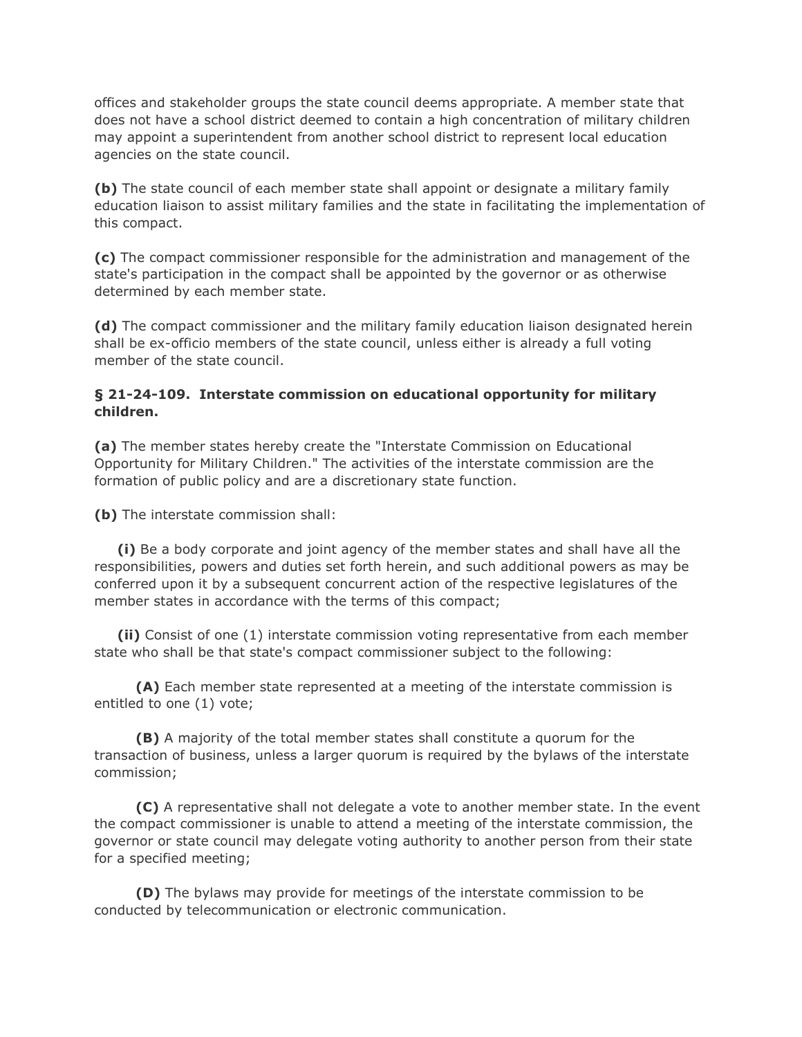offices and stakeholder groups the state council deems appropriate. A member state that does not have a school district deemed to contain a high concentration of military children may appoint a superintendent from another school district to represent local education agencies on the state council.

**(b)** The state council of each member state shall appoint or designate a military family education liaison to assist military families and the state in facilitating the implementation of this compact.

**(c)** The compact commissioner responsible for the administration and management of the state's participation in the compact shall be appointed by the governor or as otherwise determined by each member state.

**(d)** The compact commissioner and the military family education liaison designated herein shall be ex-officio members of the state council, unless either is already a full voting member of the state council.

### § 21-24-109. Interstate commission on educational opportunity for military children.

**(a)** The member states hereby create the "Interstate Commission on Educational Opportunity for Military Children." The activities of the interstate commission are the formation of public policy and are a discretionary state function.

**(b)** The interstate commission shall:

**(i)** Be a body corporate and joint agency of the member states and shall have all the responsibilities, powers and duties set forth herein, and such additional powers as may be conferred upon it by a subsequent concurrent action of the respective legislatures of the member states in accordance with the terms of this compact;

**(ii)** Consist of one (1) interstate commission voting representative from each member state who shall be that state's compact commissioner subject to the following:

**(A)** Each member state represented at a meeting of the interstate commission is entitled to one (1) vote;

**(B)** A majority of the total member states shall constitute a quorum for the transaction of business, unless a larger quorum is required by the bylaws of the interstate commission;

**(C)** A representative shall not delegate a vote to another member state. In the event the compact commissioner is unable to attend a meeting of the interstate commission, the governor or state council may delegate voting authority to another person from their state for a specified meeting;

**(D)** The bylaws may provide for meetings of the interstate commission to be conducted by telecommunication or electronic communication.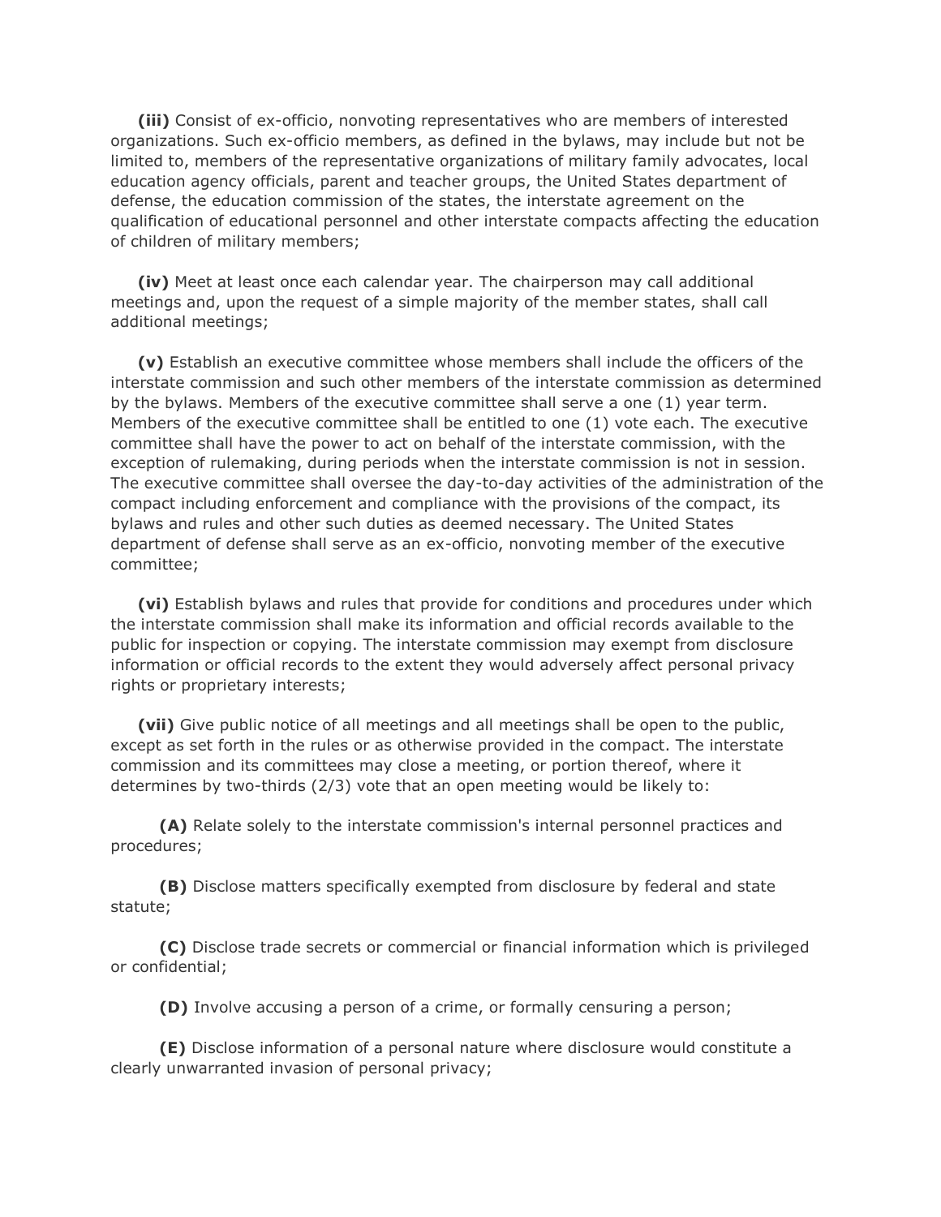**(iii)** Consist of ex-officio, nonvoting representatives who are members of interested organizations. Such ex-officio members, as defined in the bylaws, may include but not be limited to, members of the representative organizations of military family advocates, local education agency officials, parent and teacher groups, the United States department of defense, the education commission of the states, the interstate agreement on the qualification of educational personnel and other interstate compacts affecting the education of children of military members;

**(iv)** Meet at least once each calendar year. The chairperson may call additional meetings and, upon the request of a simple majority of the member states, shall call additional meetings;

**(v)** Establish an executive committee whose members shall include the officers of the interstate commission and such other members of the interstate commission as determined by the bylaws. Members of the executive committee shall serve a one (1) year term. Members of the executive committee shall be entitled to one (1) vote each. The executive committee shall have the power to act on behalf of the interstate commission, with the exception of rulemaking, during periods when the interstate commission is not in session. The executive committee shall oversee the day-to-day activities of the administration of the compact including enforcement and compliance with the provisions of the compact, its bylaws and rules and other such duties as deemed necessary. The United States department of defense shall serve as an ex-officio, nonvoting member of the executive committee;

**(vi)** Establish bylaws and rules that provide for conditions and procedures under which the interstate commission shall make its information and official records available to the public for inspection or copying. The interstate commission may exempt from disclosure information or official records to the extent they would adversely affect personal privacy rights or proprietary interests;

**(vii)** Give public notice of all meetings and all meetings shall be open to the public, except as set forth in the rules or as otherwise provided in the compact. The interstate commission and its committees may close a meeting, or portion thereof, where it determines by two-thirds (2/3) vote that an open meeting would be likely to:

**(A)** Relate solely to the interstate commission's internal personnel practices and procedures;

**(B)** Disclose matters specifically exempted from disclosure by federal and state statute;

**(C)** Disclose trade secrets or commercial or financial information which is privileged or confidential;

**(D)** Involve accusing a person of a crime, or formally censuring a person;

**(E)** Disclose information of a personal nature where disclosure would constitute a clearly unwarranted invasion of personal privacy;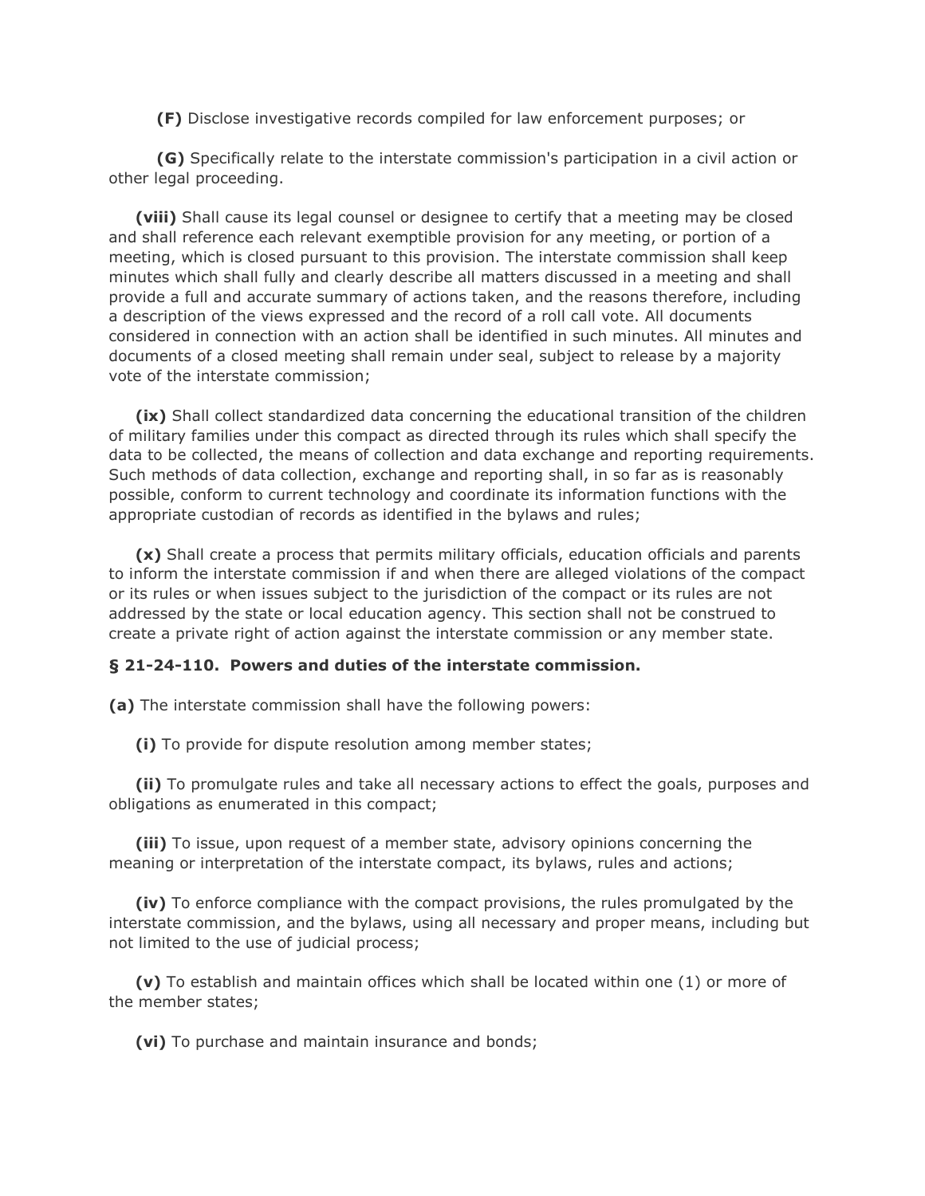**(F)** Disclose investigative records compiled for law enforcement purposes; or

**(G)** Specifically relate to the interstate commission's participation in a civil action or other legal proceeding.

**(viii)** Shall cause its legal counsel or designee to certify that a meeting may be closed and shall reference each relevant exemptible provision for any meeting, or portion of a meeting, which is closed pursuant to this provision. The interstate commission shall keep minutes which shall fully and clearly describe all matters discussed in a meeting and shall provide a full and accurate summary of actions taken, and the reasons therefore, including a description of the views expressed and the record of a roll call vote. All documents considered in connection with an action shall be identified in such minutes. All minutes and documents of a closed meeting shall remain under seal, subject to release by a majority vote of the interstate commission;

**(ix)** Shall collect standardized data concerning the educational transition of the children of military families under this compact as directed through its rules which shall specify the data to be collected, the means of collection and data exchange and reporting requirements. Such methods of data collection, exchange and reporting shall, in so far as is reasonably possible, conform to current technology and coordinate its information functions with the appropriate custodian of records as identified in the bylaws and rules;

**(x)** Shall create a process that permits military officials, education officials and parents to inform the interstate commission if and when there are alleged violations of the compact or its rules or when issues subject to the jurisdiction of the compact or its rules are not addressed by the state or local education agency. This section shall not be construed to create a private right of action against the interstate commission or any member state.

**§ 21-24-110. Powers and duties of the interstate commission.**

**(a)** The interstate commission shall have the following powers:

**(i)** To provide for dispute resolution among member states;

**(ii)** To promulgate rules and take all necessary actions to effect the goals, purposes and obligations as enumerated in this compact;

**(iii)** To issue, upon request of a member state, advisory opinions concerning the meaning or interpretation of the interstate compact, its bylaws, rules and actions;

**(iv)** To enforce compliance with the compact provisions, the rules promulgated by the interstate commission, and the bylaws, using all necessary and proper means, including but not limited to the use of judicial process;

**(v)** To establish and maintain offices which shall be located within one (1) or more of the member states;

**(vi)** To purchase and maintain insurance and bonds;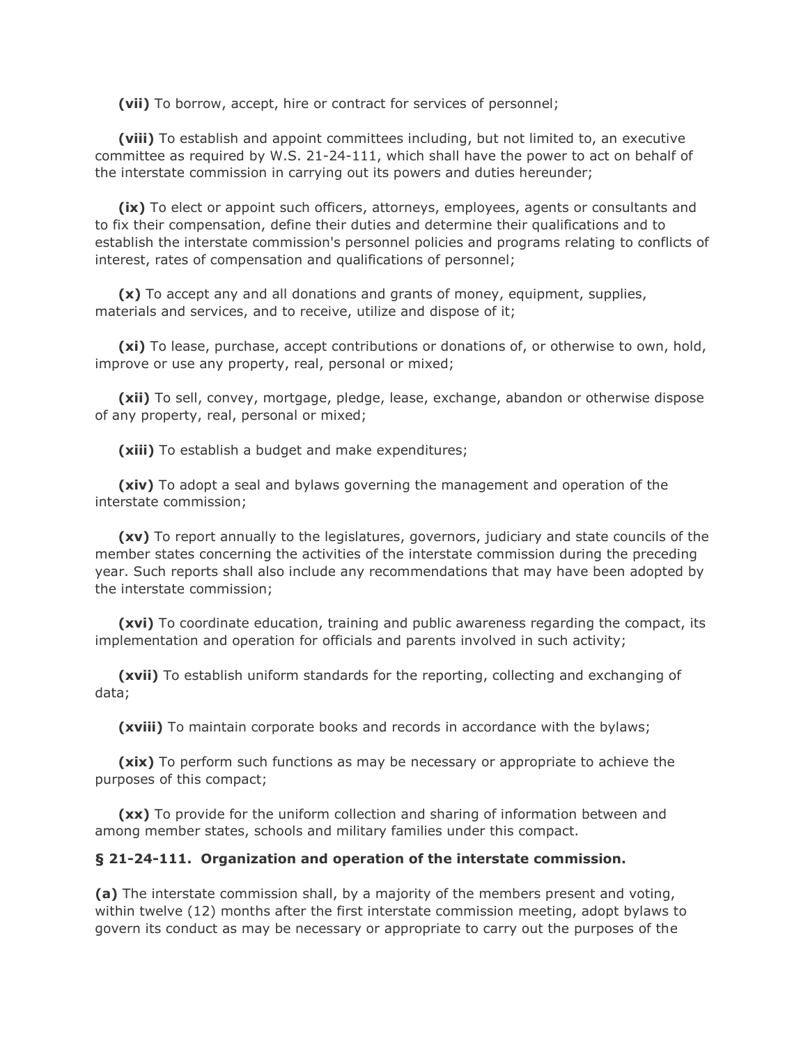**(vii)** To borrow, accept, hire or contract for services of personnel;

**(viii)** To establish and appoint committees including, but not limited to, an executive committee as required by W.S. 21-24-111, which shall have the power to act on behalf of the interstate commission in carrying out its powers and duties hereunder;

**(ix)** To elect or appoint such officers, attorneys, employees, agents or consultants and to fix their compensation, define their duties and determine their qualifications and to establish the interstate commission's personnel policies and programs relating to conflicts of interest, rates of compensation and qualifications of personnel;

**(x)** To accept any and all donations and grants of money, equipment, supplies, materials and services, and to receive, utilize and dispose of it;

**(xi)** To lease, purchase, accept contributions or donations of, or otherwise to own, hold, improve or use any property, real, personal or mixed;

**(xii)** To sell, convey, mortgage, pledge, lease, exchange, abandon or otherwise dispose of any property, real, personal or mixed;

**(xiii)** To establish a budget and make expenditures;

**(xiv)** To adopt a seal and bylaws governing the management and operation of the interstate commission;

**(xv)** To report annually to the legislatures, governors, judiciary and state councils of the member states concerning the activities of the interstate commission during the preceding year. Such reports shall also include any recommendations that may have been adopted by the interstate commission;

**(xvi)** To coordinate education, training and public awareness regarding the compact, its implementation and operation for officials and parents involved in such activity;

**(xvii)** To establish uniform standards for the reporting, collecting and exchanging of data;

**(xviii)** To maintain corporate books and records in accordance with the bylaws;

**(xix)** To perform such functions as may be necessary or appropriate to achieve the purposes of this compact;

**(xx)** To provide for the uniform collection and sharing of information between and among member states, schools and military families under this compact.

**§ 21-24-111. Organization and operation of the interstate commission.**

**(a)** The interstate commission shall, by a majority of the members present and voting, within twelve (12) months after the first interstate commission meeting, adopt bylaws to govern its conduct as may be necessary or appropriate to carry out the purposes of the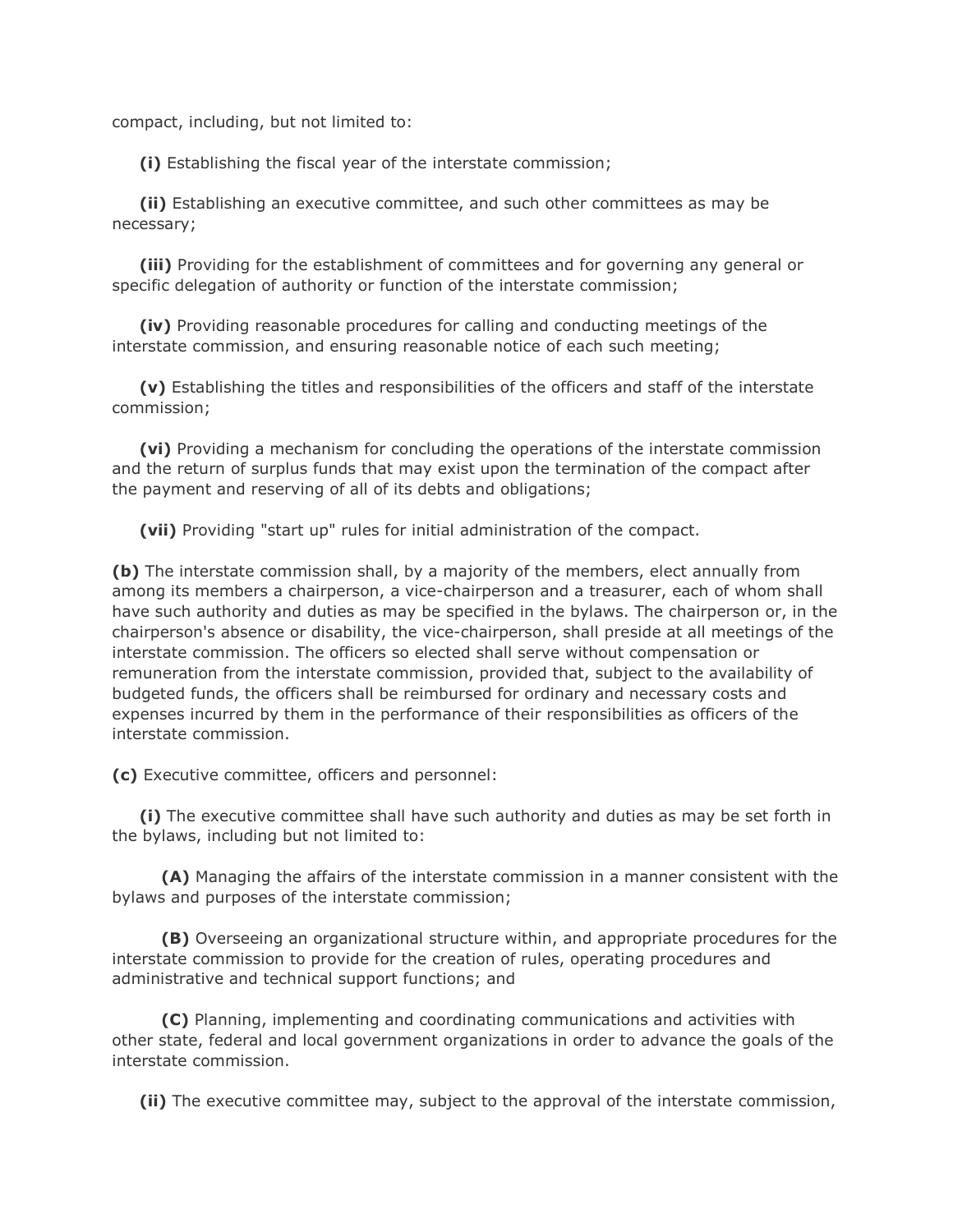compact, including, but not limited to:

**(i)** Establishing the fiscal year of the interstate commission;

**(ii)** Establishing an executive committee, and such other committees as may be necessary;

**(iii)** Providing for the establishment of committees and for governing any general or specific delegation of authority or function of the interstate commission;

**(iv)** Providing reasonable procedures for calling and conducting meetings of the interstate commission, and ensuring reasonable notice of each such meeting;

**(v)** Establishing the titles and responsibilities of the officers and staff of the interstate commission;

**(vi)** Providing a mechanism for concluding the operations of the interstate commission and the return of surplus funds that may exist upon the termination of the compact after the payment and reserving of all of its debts and obligations;

**(vii)** Providing "start up" rules for initial administration of the compact.

**(b)** The interstate commission shall, by a majority of the members, elect annually from among its members a chairperson, a vice-chairperson and a treasurer, each of whom shall have such authority and duties as may be specified in the bylaws. The chairperson or, in the chairperson's absence or disability, the vice-chairperson, shall preside at all meetings of the interstate commission. The officers so elected shall serve without compensation or remuneration from the interstate commission, provided that, subject to the availability of budgeted funds, the officers shall be reimbursed for ordinary and necessary costs and expenses incurred by them in the performance of their responsibilities as officers of the interstate commission.

**(c)** Executive committee, officers and personnel:

**(i)** The executive committee shall have such authority and duties as may be set forth in the bylaws, including but not limited to:

**(A)** Managing the affairs of the interstate commission in a manner consistent with the bylaws and purposes of the interstate commission;

**(B)** Overseeing an organizational structure within, and appropriate procedures for the interstate commission to provide for the creation of rules, operating procedures and administrative and technical support functions; and

**(C)** Planning, implementing and coordinating communications and activities with other state, federal and local government organizations in order to advance the goals of the interstate commission.

**(ii)** The executive committee may, subject to the approval of the interstate commission,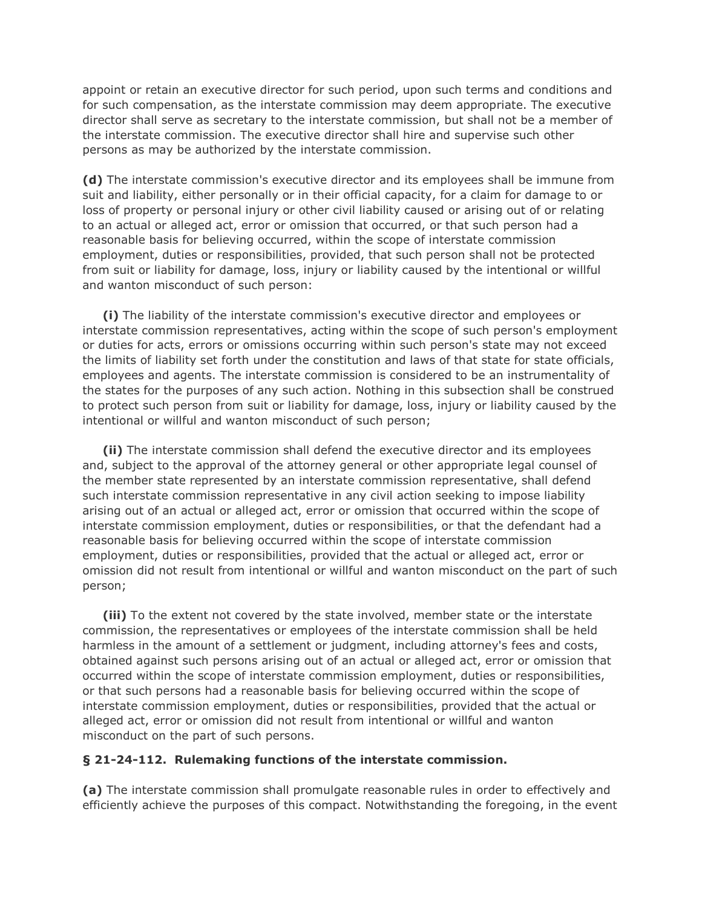appoint or retain an executive director for such period, upon such terms and conditions and for such compensation, as the interstate commission may deem appropriate. The executive director shall serve as secretary to the interstate commission, but shall not be a member of the interstate commission. The executive director shall hire and supervise such other persons as may be authorized by the interstate commission.

**(d)** The interstate commission's executive director and its employees shall be immune from suit and liability, either personally or in their official capacity, for a claim for damage to or loss of property or personal injury or other civil liability caused or arising out of or relating to an actual or alleged act, error or omission that occurred, or that such person had a reasonable basis for believing occurred, within the scope of interstate commission employment, duties or responsibilities, provided, that such person shall not be protected from suit or liability for damage, loss, injury or liability caused by the intentional or willful and wanton misconduct of such person:

**(i)** The liability of the interstate commission's executive director and employees or interstate commission representatives, acting within the scope of such person's employment or duties for acts, errors or omissions occurring within such person's state may not exceed the limits of liability set forth under the constitution and laws of that state for state officials, employees and agents. The interstate commission is considered to be an instrumentality of the states for the purposes of any such action. Nothing in this subsection shall be construed to protect such person from suit or liability for damage, loss, injury or liability caused by the intentional or willful and wanton misconduct of such person;

**(ii)** The interstate commission shall defend the executive director and its employees and, subject to the approval of the attorney general or other appropriate legal counsel of the member state represented by an interstate commission representative, shall defend such interstate commission representative in any civil action seeking to impose liability arising out of an actual or alleged act, error or omission that occurred within the scope of interstate commission employment, duties or responsibilities, or that the defendant had a reasonable basis for believing occurred within the scope of interstate commission employment, duties or responsibilities, provided that the actual or alleged act, error or omission did not result from intentional or willful and wanton misconduct on the part of such person;

**(iii)** To the extent not covered by the state involved, member state or the interstate commission, the representatives or employees of the interstate commission shall be held harmless in the amount of a settlement or judgment, including attorney's fees and costs, obtained against such persons arising out of an actual or alleged act, error or omission that occurred within the scope of interstate commission employment, duties or responsibilities, or that such persons had a reasonable basis for believing occurred within the scope of interstate commission employment, duties or responsibilities, provided that the actual or alleged act, error or omission did not result from intentional or willful and wanton misconduct on the part of such persons.

**§ 21-24-112. Rulemaking functions of the interstate commission.**

**(a)** The interstate commission shall promulgate reasonable rules in order to effectively and efficiently achieve the purposes of this compact. Notwithstanding the foregoing, in the event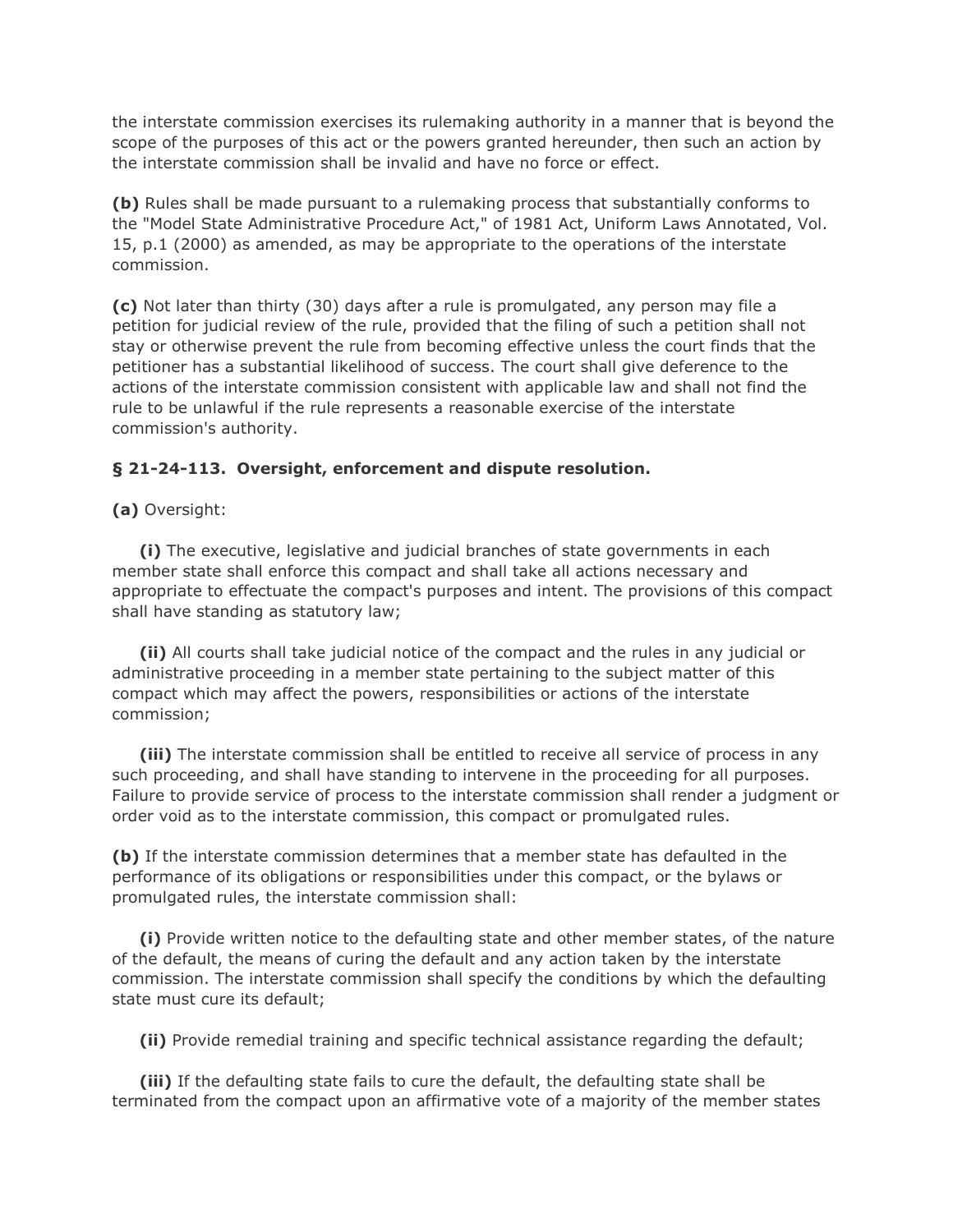the interstate commission exercises its rulemaking authority in a manner that is beyond the scope of the purposes of this act or the powers granted hereunder, then such an action by the interstate commission shall be invalid and have no force or effect.

**(b)** Rules shall be made pursuant to a rulemaking process that substantially conforms to the "Model State Administrative Procedure Act," of 1981 Act, Uniform Laws Annotated, Vol. 15, p.1 (2000) as amended, as may be appropriate to the operations of the interstate commission.

**(c)** Not later than thirty (30) days after a rule is promulgated, any person may file a petition for judicial review of the rule, provided that the filing of such a petition shall not stay or otherwise prevent the rule from becoming effective unless the court finds that the petitioner has a substantial likelihood of success. The court shall give deference to the actions of the interstate commission consistent with applicable law and shall not find the rule to be unlawful if the rule represents a reasonable exercise of the interstate commission's authority.

**§ 21-24-113. Oversight, enforcement and dispute resolution.**

**(a)** Oversight:

**(i)** The executive, legislative and judicial branches of state governments in each member state shall enforce this compact and shall take all actions necessary and appropriate to effectuate the compact's purposes and intent. The provisions of this compact shall have standing as statutory law;

**(ii)** All courts shall take judicial notice of the compact and the rules in any judicial or administrative proceeding in a member state pertaining to the subject matter of this compact which may affect the powers, responsibilities or actions of the interstate commission;

**(iii)** The interstate commission shall be entitled to receive all service of process in any such proceeding, and shall have standing to intervene in the proceeding for all purposes. Failure to provide service of process to the interstate commission shall render a judgment or order void as to the interstate commission, this compact or promulgated rules.

**(b)** If the interstate commission determines that a member state has defaulted in the performance of its obligations or responsibilities under this compact, or the bylaws or promulgated rules, the interstate commission shall:

**(i)** Provide written notice to the defaulting state and other member states, of the nature of the default, the means of curing the default and any action taken by the interstate commission. The interstate commission shall specify the conditions by which the defaulting state must cure its default;

**(ii)** Provide remedial training and specific technical assistance regarding the default;

**(iii)** If the defaulting state fails to cure the default, the defaulting state shall be terminated from the compact upon an affirmative vote of a majority of the member states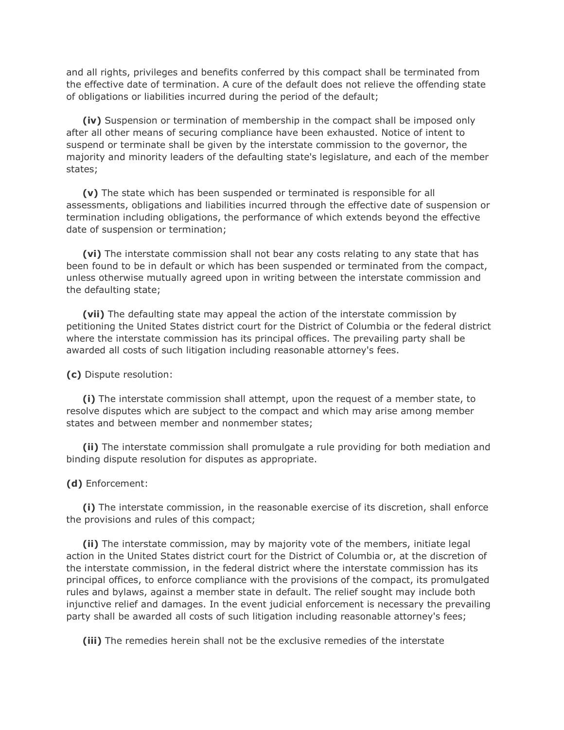and all rights, privileges and benefits conferred by this compact shall be terminated from the effective date of termination. A cure of the default does not relieve the offending state of obligations or liabilities incurred during the period of the default;

**(iv)** Suspension or termination of membership in the compact shall be imposed only after all other means of securing compliance have been exhausted. Notice of intent to suspend or terminate shall be given by the interstate commission to the governor, the majority and minority leaders of the defaulting state's legislature, and each of the member states;

**(v)** The state which has been suspended or terminated is responsible for all assessments, obligations and liabilities incurred through the effective date of suspension or termination including obligations, the performance of which extends beyond the effective date of suspension or termination;

**(vi)** The interstate commission shall not bear any costs relating to any state that has been found to be in default or which has been suspended or terminated from the compact, unless otherwise mutually agreed upon in writing between the interstate commission and the defaulting state;

**(vii)** The defaulting state may appeal the action of the interstate commission by petitioning the United States district court for the District of Columbia or the federal district where the interstate commission has its principal offices. The prevailing party shall be awarded all costs of such litigation including reasonable attorney's fees.

**(c)** Dispute resolution:

**(i)** The interstate commission shall attempt, upon the request of a member state, to resolve disputes which are subject to the compact and which may arise among member states and between member and nonmember states;

**(ii)** The interstate commission shall promulgate a rule providing for both mediation and binding dispute resolution for disputes as appropriate.

**(d)** Enforcement:

**(i)** The interstate commission, in the reasonable exercise of its discretion, shall enforce the provisions and rules of this compact;

**(ii)** The interstate commission, may by majority vote of the members, initiate legal action in the United States district court for the District of Columbia or, at the discretion of the interstate commission, in the federal district where the interstate commission has its principal offices, to enforce compliance with the provisions of the compact, its promulgated rules and bylaws, against a member state in default. The relief sought may include both injunctive relief and damages. In the event judicial enforcement is necessary the prevailing party shall be awarded all costs of such litigation including reasonable attorney's fees;

**(iii)** The remedies herein shall not be the exclusive remedies of the interstate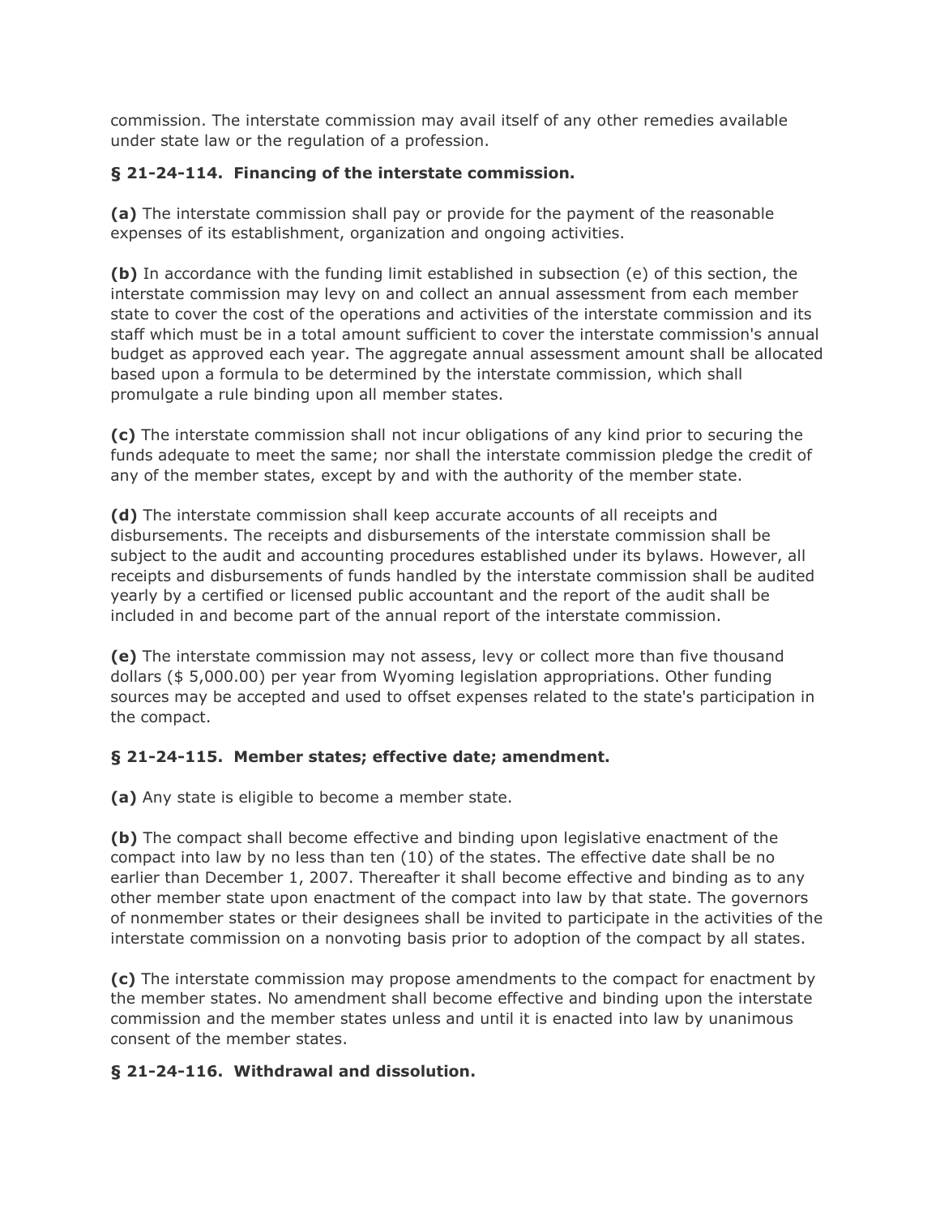commission. The interstate commission may avail itself of any other remedies available under state law or the regulation of a profession.

**§ 21-24-114. Financing of the interstate commission.**

**(a)** The interstate commission shall pay or provide for the payment of the reasonable expenses of its establishment, organization and ongoing activities.

**(b)** In accordance with the funding limit established in subsection (e) of this section, the interstate commission may levy on and collect an annual assessment from each member state to cover the cost of the operations and activities of the interstate commission and its staff which must be in a total amount sufficient to cover the interstate commission's annual budget as approved each year. The aggregate annual assessment amount shall be allocated based upon a formula to be determined by the interstate commission, which shall promulgate a rule binding upon all member states.

**(c)** The interstate commission shall not incur obligations of any kind prior to securing the funds adequate to meet the same; nor shall the interstate commission pledge the credit of any of the member states, except by and with the authority of the member state.

**(d)** The interstate commission shall keep accurate accounts of all receipts and disbursements. The receipts and disbursements of the interstate commission shall be subject to the audit and accounting procedures established under its bylaws. However, all receipts and disbursements of funds handled by the interstate commission shall be audited yearly by a certified or licensed public accountant and the report of the audit shall be included in and become part of the annual report of the interstate commission.

**(e)** The interstate commission may not assess, levy or collect more than five thousand dollars ($ 5,000.00) per year from Wyoming legislation appropriations. Other funding sources may be accepted and used to offset expenses related to the state's participation in the compact.

**§ 21-24-115. Member states; effective date; amendment.**

**(a)** Any state is eligible to become a member state.

**(b)** The compact shall become effective and binding upon legislative enactment of the compact into law by no less than ten (10) of the states. The effective date shall be no earlier than December 1, 2007. Thereafter it shall become effective and binding as to any other member state upon enactment of the compact into law by that state. The governors of nonmember states or their designees shall be invited to participate in the activities of the interstate commission on a nonvoting basis prior to adoption of the compact by all states.

**(c)** The interstate commission may propose amendments to the compact for enactment by the member states. No amendment shall become effective and binding upon the interstate commission and the member states unless and until it is enacted into law by unanimous consent of the member states.

**§ 21-24-116. Withdrawal and dissolution.**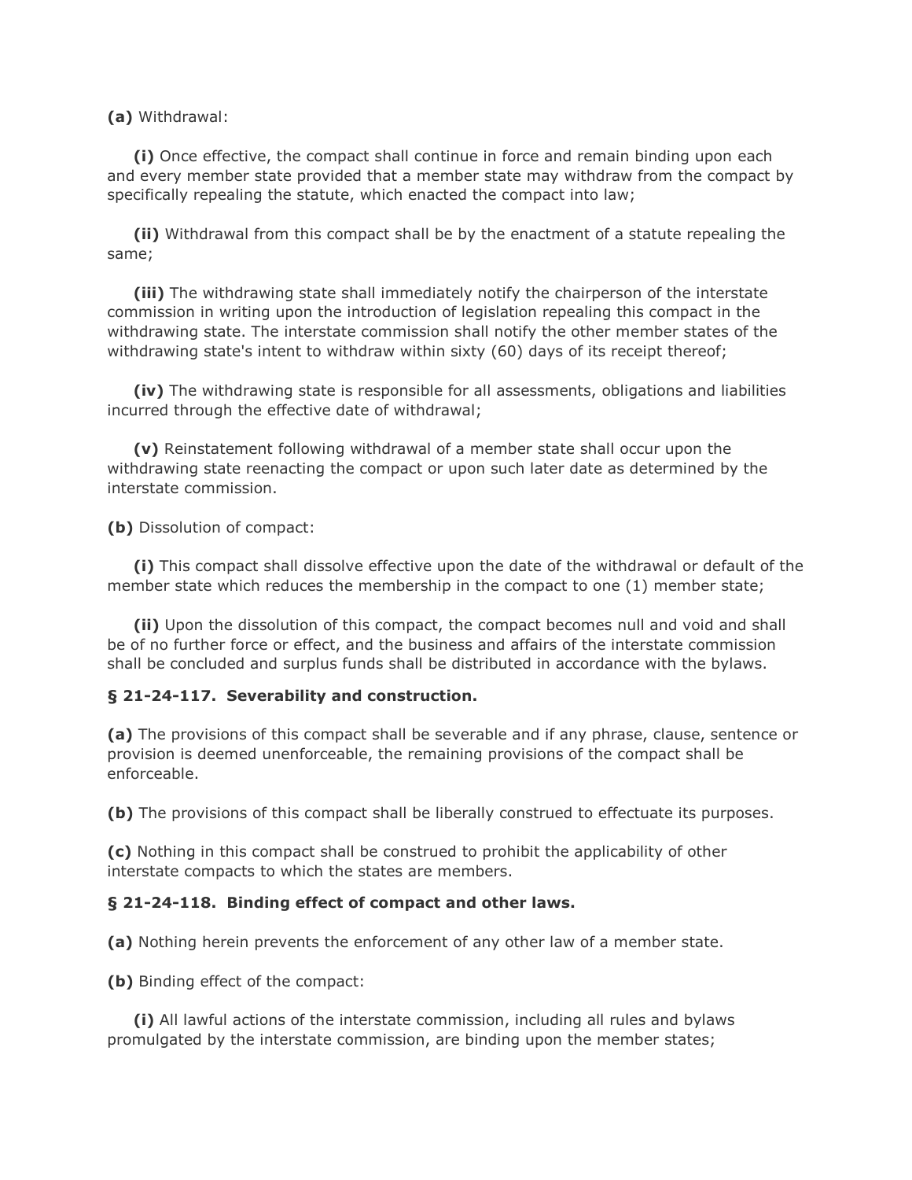**(a)** Withdrawal:

**(i)** Once effective, the compact shall continue in force and remain binding upon each and every member state provided that a member state may withdraw from the compact by specifically repealing the statute, which enacted the compact into law;

**(ii)** Withdrawal from this compact shall be by the enactment of a statute repealing the same;

**(iii)** The withdrawing state shall immediately notify the chairperson of the interstate commission in writing upon the introduction of legislation repealing this compact in the withdrawing state. The interstate commission shall notify the other member states of the withdrawing state's intent to withdraw within sixty (60) days of its receipt thereof;

**(iv)** The withdrawing state is responsible for all assessments, obligations and liabilities incurred through the effective date of withdrawal;

**(v)** Reinstatement following withdrawal of a member state shall occur upon the withdrawing state reenacting the compact or upon such later date as determined by the interstate commission.

**(b)** Dissolution of compact:

**(i)** This compact shall dissolve effective upon the date of the withdrawal or default of the member state which reduces the membership in the compact to one (1) member state;

**(ii)** Upon the dissolution of this compact, the compact becomes null and void and shall be of no further force or effect, and the business and affairs of the interstate commission shall be concluded and surplus funds shall be distributed in accordance with the bylaws.

**§ 21-24-117. Severability and construction.**

**(a)** The provisions of this compact shall be severable and if any phrase, clause, sentence or provision is deemed unenforceable, the remaining provisions of the compact shall be enforceable.

**(b)** The provisions of this compact shall be liberally construed to effectuate its purposes.

**(c)** Nothing in this compact shall be construed to prohibit the applicability of other interstate compacts to which the states are members.

**§ 21-24-118. Binding effect of compact and other laws.**

**(a)** Nothing herein prevents the enforcement of any other law of a member state.

**(b)** Binding effect of the compact:

**(i)** All lawful actions of the interstate commission, including all rules and bylaws promulgated by the interstate commission, are binding upon the member states;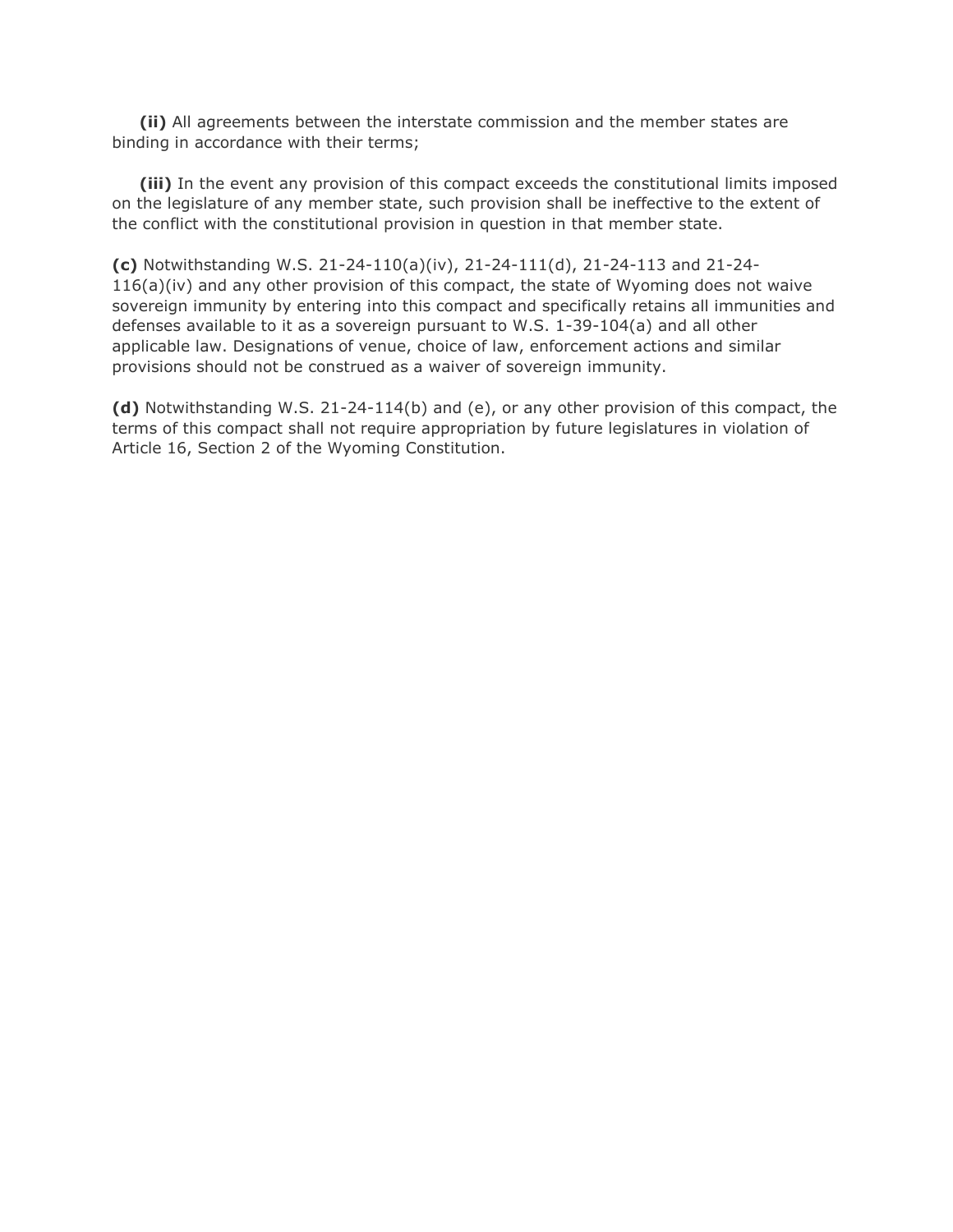**(ii)** All agreements between the interstate commission and the member states are binding in accordance with their terms;

**(iii)** In the event any provision of this compact exceeds the constitutional limits imposed on the legislature of any member state, such provision shall be ineffective to the extent of the conflict with the constitutional provision in question in that member state.

**(c)** Notwithstanding W.S. 21-24-110(a)(iv), 21-24-111(d), 21-24-113 and 21-24-116(a)(iv) and any other provision of this compact, the state of Wyoming does not waive sovereign immunity by entering into this compact and specifically retains all immunities and defenses available to it as a sovereign pursuant to W.S. 1-39-104(a) and all other applicable law. Designations of venue, choice of law, enforcement actions and similar provisions should not be construed as a waiver of sovereign immunity.

**(d)** Notwithstanding W.S. 21-24-114(b) and (e), or any other provision of this compact, the terms of this compact shall not require appropriation by future legislatures in violation of Article 16, Section 2 of the Wyoming Constitution.